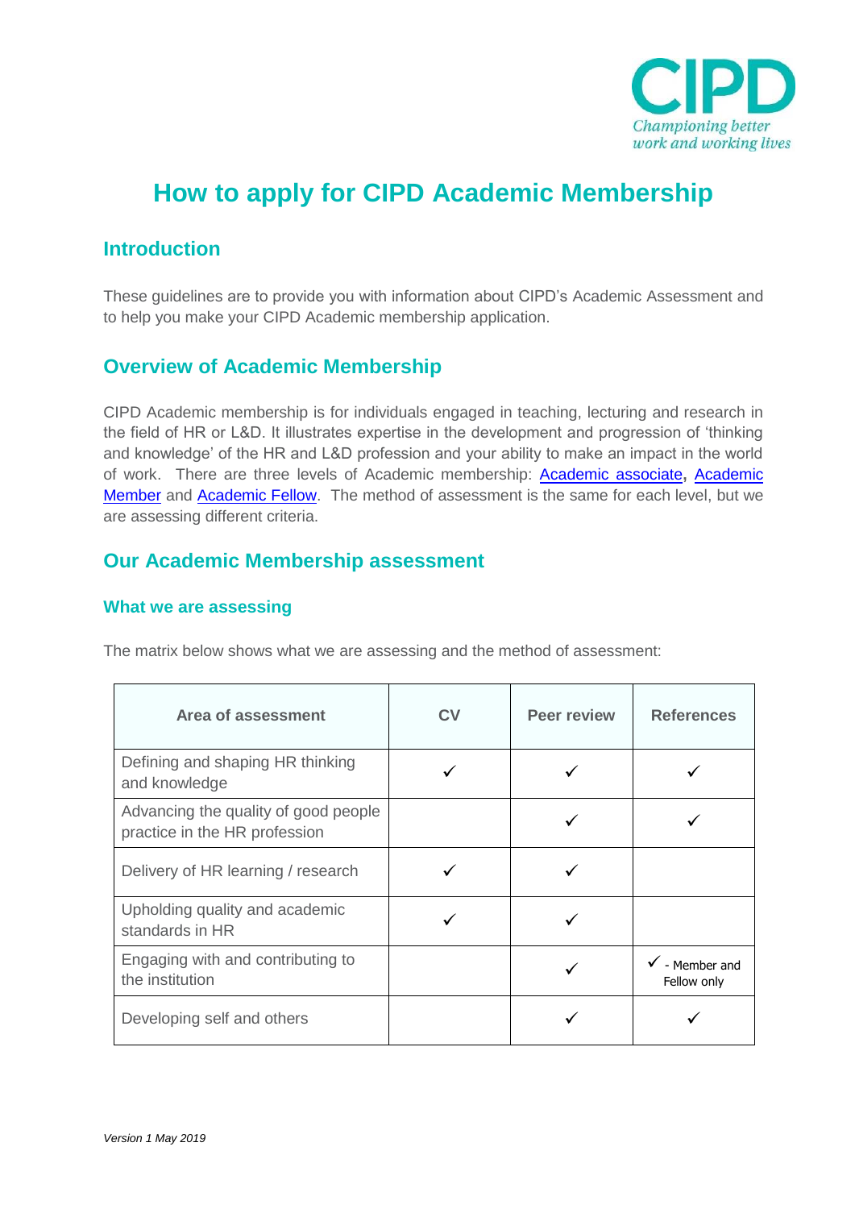# How to apply for CIPD Academic Membership

## Introduction

These guidelines are to provide you with information about CIPD's Academic Assessment and to help you make your CIPD Academic membership application.

## Overview of Academic Membership

CIPD Academic membership is for individuals engaged in teaching, lecturing and research in the field of HR or L&D. It illustrates expertise in the development and progression of 'thinking and knowledge' of the HR and L&D profession and your ability to make an impact in the world of work. There are three levels of Academic membership: Academic associate, Academic Member and Academic Fellow. The method of assessment is the same for each level, but we are assessing different criteria.

## Our Academic Membership assessment

### What we are assessing

The matrix below shows what we are assessing and the method of assessment:

| Area of assessment | CV | Peer review | References |
|---|---|---|---|
| Defining and shaping HR thinking and knowledge | ✓ | ✓ | ✓ |
| Advancing the quality of good people practice in the HR profession | | ✓ | ✓ |
| Delivery of HR learning / research | ✓ | ✓ | |
| Upholding quality and academic standards in HR | ✓ | ✓ | |
| Engaging with and contributing to the institution | | ✓ | ✓ - Member and Fellow only |
| Developing self and others | | ✓ | ✓ |

*Version 1 May 2019*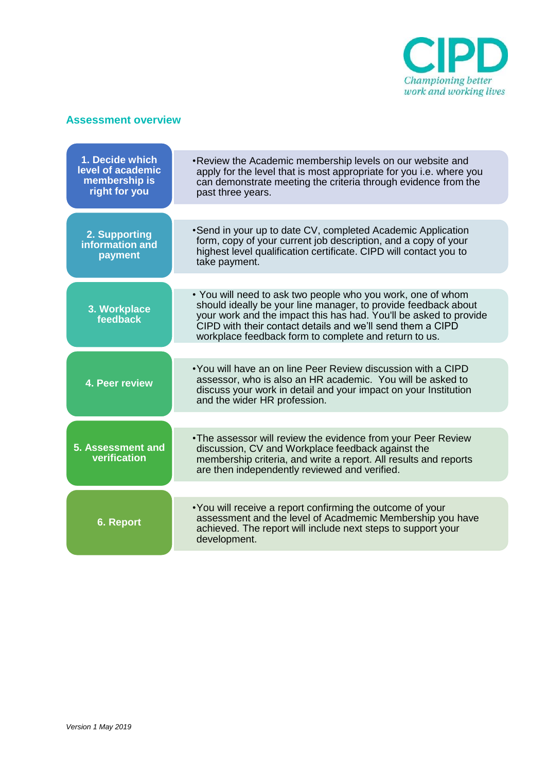## Assessment overview

| Step | Description |
| --- | --- |
| 1. Decide which level of academic membership is right for you | •Review the Academic membership levels on our website and apply for the level that is most appropriate for you i.e. where you can demonstrate meeting the criteria through evidence from the past three years. |
| 2. Supporting information and payment | •Send in your up to date CV, completed Academic Application form, copy of your current job description, and a copy of your highest level qualification certificate. CIPD will contact you to take payment. |
| 3. Workplace feedback | • You will need to ask two people who you work, one of whom should ideally be your line manager, to provide feedback about your work and the impact this has had. You'll be asked to provide CIPD with their contact details and we'll send them a CIPD workplace feedback form to complete and return to us. |
| 4. Peer review | •You will have an on line Peer Review discussion with a CIPD assessor, who is also an HR academic. You will be asked to discuss your work in detail and your impact on your Institution and the wider HR profession. |
| 5. Assessment and verification | •The assessor will review the evidence from your Peer Review discussion, CV and Workplace feedback against the membership criteria, and write a report. All results and reports are then independently reviewed and verified. |
| 6. Report | •You will receive a report confirming the outcome of your assessment and the level of Acadmemic Membership you have achieved. The report will include next steps to support your development. |

*Version 1 May 2019*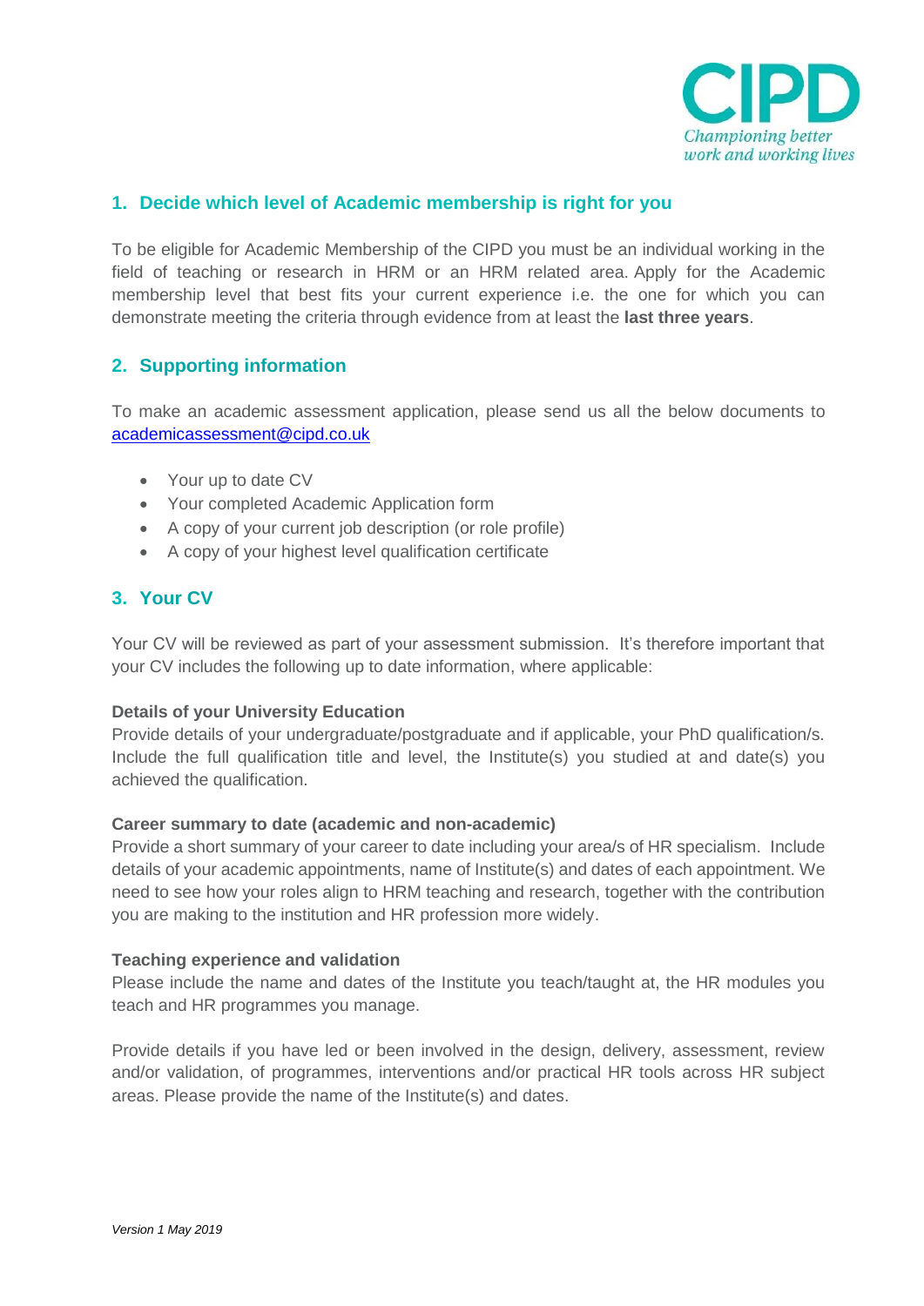## 1. Decide which level of Academic membership is right for you

To be eligible for Academic Membership of the CIPD you must be an individual working in the field of teaching or research in HRM or an HRM related area. Apply for the Academic membership level that best fits your current experience i.e. the one for which you can demonstrate meeting the criteria through evidence from at least the **last three years**.

## 2. Supporting information

To make an academic assessment application, please send us all the below documents to academicassessment@cipd.co.uk

- Your up to date CV
- Your completed Academic Application form
- A copy of your current job description (or role profile)
- A copy of your highest level qualification certificate

## 3. Your CV

Your CV will be reviewed as part of your assessment submission. It's therefore important that your CV includes the following up to date information, where applicable:

**Details of your University Education**
Provide details of your undergraduate/postgraduate and if applicable, your PhD qualification/s. Include the full qualification title and level, the Institute(s) you studied at and date(s) you achieved the qualification.

**Career summary to date (academic and non-academic)**
Provide a short summary of your career to date including your area/s of HR specialism. Include details of your academic appointments, name of Institute(s) and dates of each appointment. We need to see how your roles align to HRM teaching and research, together with the contribution you are making to the institution and HR profession more widely.

**Teaching experience and validation**
Please include the name and dates of the Institute you teach/taught at, the HR modules you teach and HR programmes you manage.

Provide details if you have led or been involved in the design, delivery, assessment, review and/or validation, of programmes, interventions and/or practical HR tools across HR subject areas. Please provide the name of the Institute(s) and dates.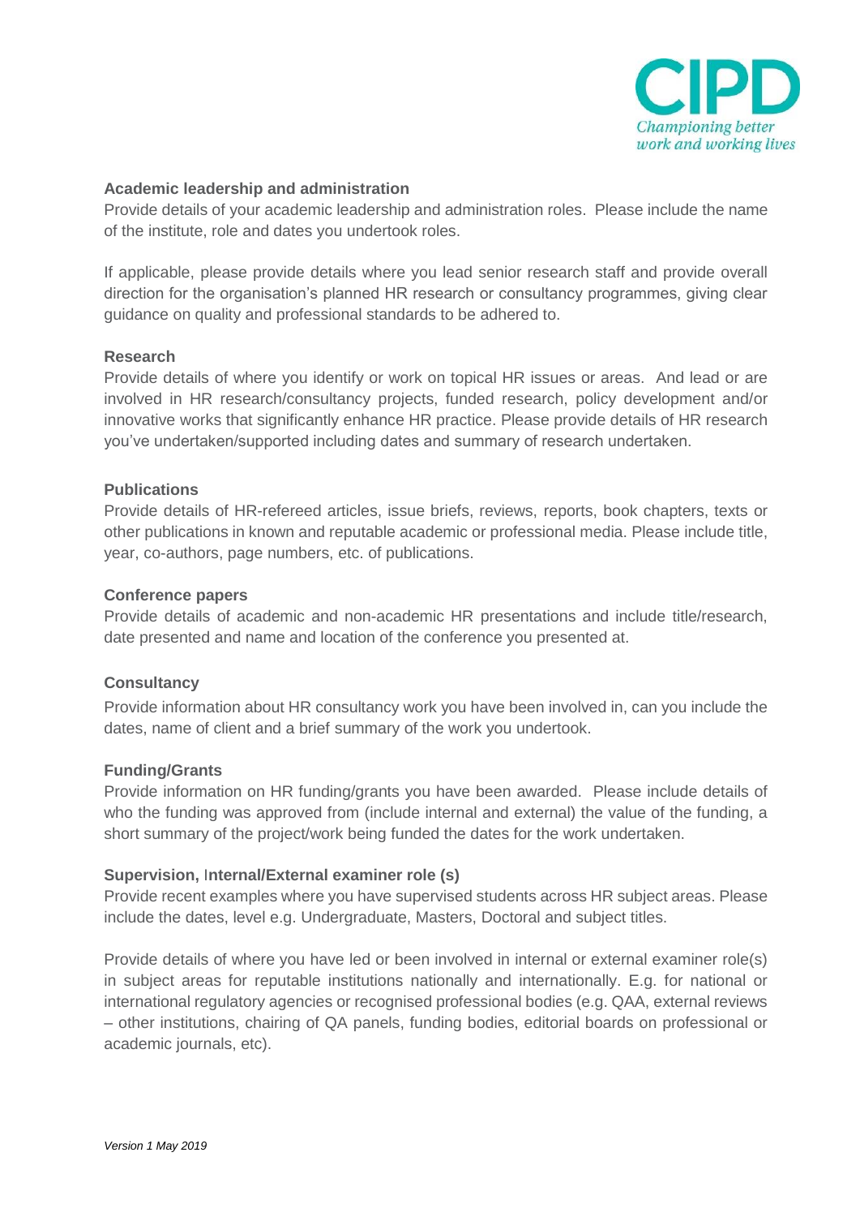**Academic leadership and administration**

Provide details of your academic leadership and administration roles. Please include the name of the institute, role and dates you undertook roles.

If applicable, please provide details where you lead senior research staff and provide overall direction for the organisation's planned HR research or consultancy programmes, giving clear guidance on quality and professional standards to be adhered to.

**Research**

Provide details of where you identify or work on topical HR issues or areas. And lead or are involved in HR research/consultancy projects, funded research, policy development and/or innovative works that significantly enhance HR practice. Please provide details of HR research you've undertaken/supported including dates and summary of research undertaken.

**Publications**

Provide details of HR-refereed articles, issue briefs, reviews, reports, book chapters, texts or other publications in known and reputable academic or professional media. Please include title, year, co-authors, page numbers, etc. of publications.

**Conference papers**

Provide details of academic and non-academic HR presentations and include title/research, date presented and name and location of the conference you presented at.

**Consultancy**

Provide information about HR consultancy work you have been involved in, can you include the dates, name of client and a brief summary of the work you undertook.

**Funding/Grants**

Provide information on HR funding/grants you have been awarded. Please include details of who the funding was approved from (include internal and external) the value of the funding, a short summary of the project/work being funded the dates for the work undertaken.

**Supervision, Internal/External examiner role (s)**

Provide recent examples where you have supervised students across HR subject areas. Please include the dates, level e.g. Undergraduate, Masters, Doctoral and subject titles.

Provide details of where you have led or been involved in internal or external examiner role(s) in subject areas for reputable institutions nationally and internationally. E.g. for national or international regulatory agencies or recognised professional bodies (e.g. QAA, external reviews – other institutions, chairing of QA panels, funding bodies, editorial boards on professional or academic journals, etc).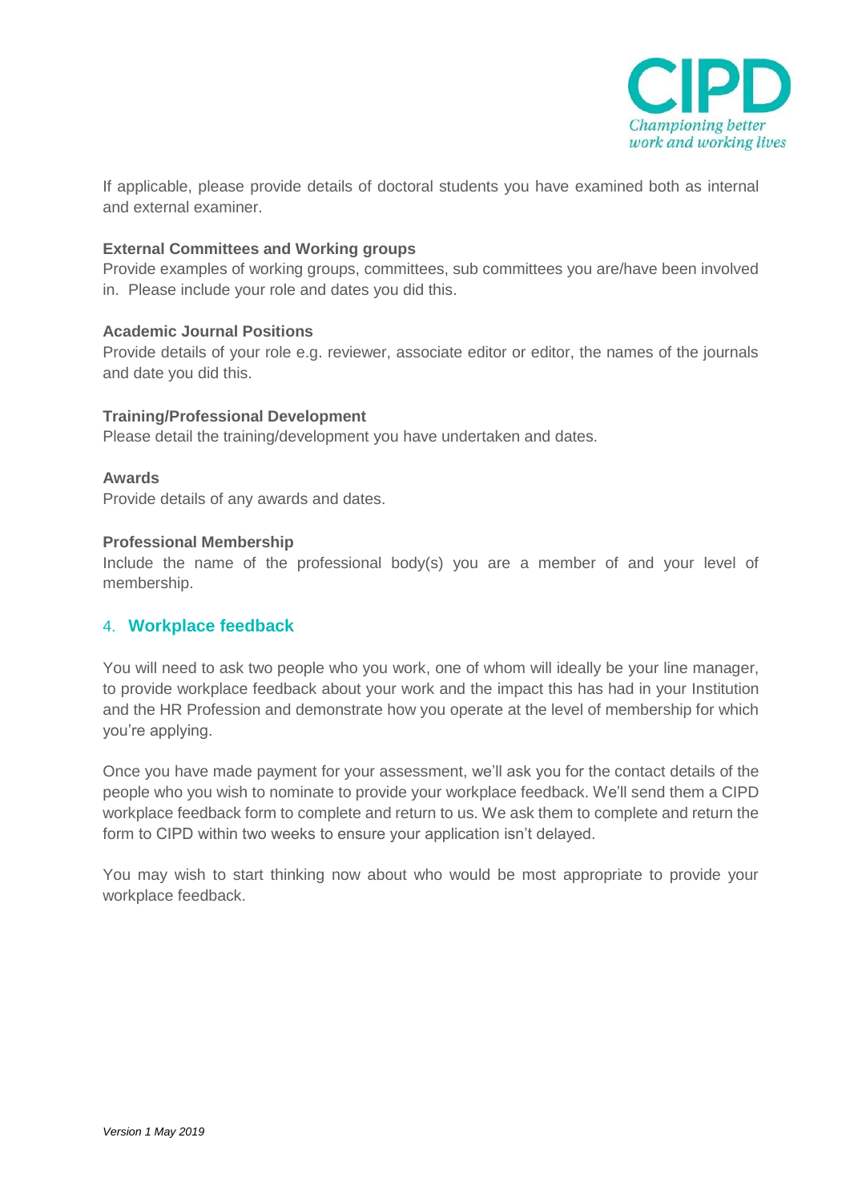If applicable, please provide details of doctoral students you have examined both as internal and external examiner.

**External Committees and Working groups**
Provide examples of working groups, committees, sub committees you are/have been involved in. Please include your role and dates you did this.

**Academic Journal Positions**
Provide details of your role e.g. reviewer, associate editor or editor, the names of the journals and date you did this.

**Training/Professional Development**
Please detail the training/development you have undertaken and dates.

**Awards**
Provide details of any awards and dates.

**Professional Membership**
Include the name of the professional body(s) you are a member of and your level of membership.

## 4. Workplace feedback

You will need to ask two people who you work, one of whom will ideally be your line manager, to provide workplace feedback about your work and the impact this has had in your Institution and the HR Profession and demonstrate how you operate at the level of membership for which you're applying.

Once you have made payment for your assessment, we'll ask you for the contact details of the people who you wish to nominate to provide your workplace feedback. We'll send them a CIPD workplace feedback form to complete and return to us. We ask them to complete and return the form to CIPD within two weeks to ensure your application isn't delayed.

You may wish to start thinking now about who would be most appropriate to provide your workplace feedback.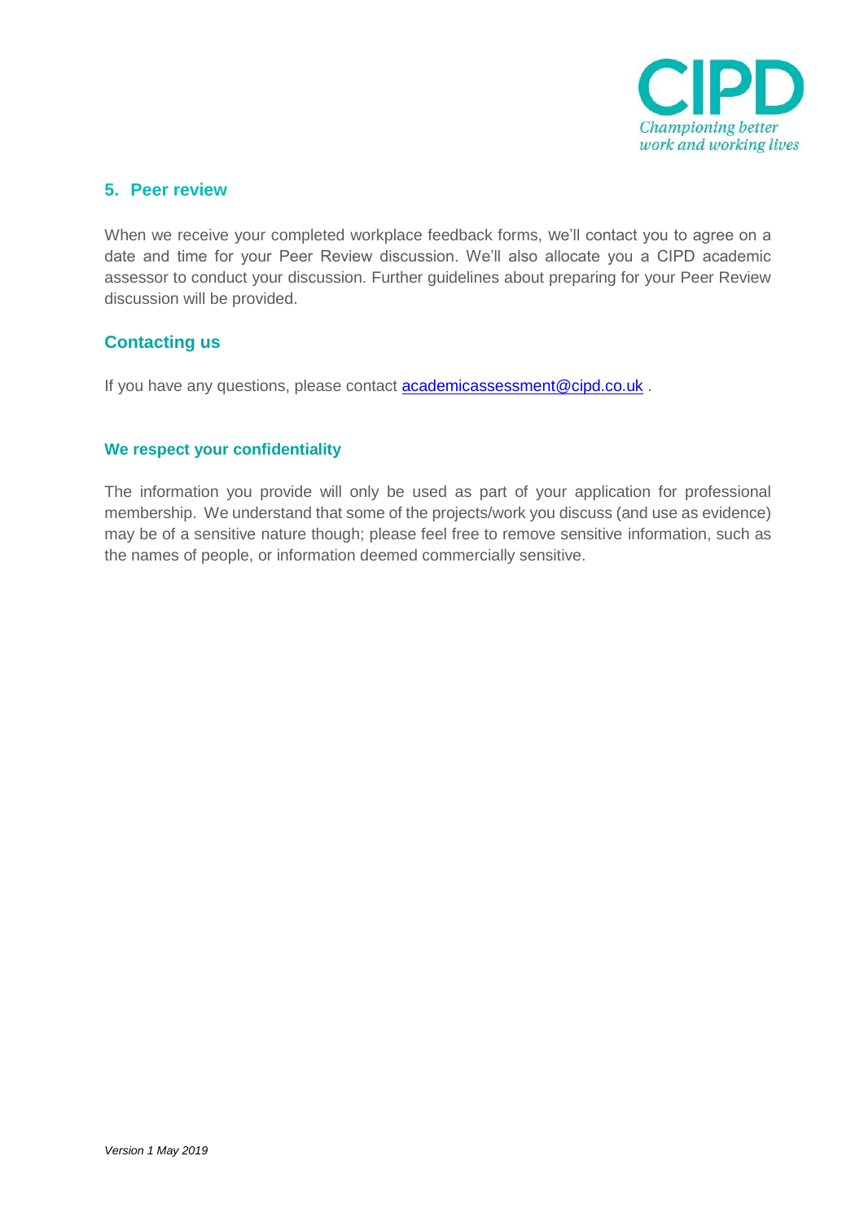## 5. Peer review

When we receive your completed workplace feedback forms, we'll contact you to agree on a date and time for your Peer Review discussion. We'll also allocate you a CIPD academic assessor to conduct your discussion. Further guidelines about preparing for your Peer Review discussion will be provided.

## Contacting us

If you have any questions, please contact academicassessment@cipd.co.uk .

### We respect your confidentiality

The information you provide will only be used as part of your application for professional membership. We understand that some of the projects/work you discuss (and use as evidence) may be of a sensitive nature though; please feel free to remove sensitive information, such as the names of people, or information deemed commercially sensitive.

*Version 1 May 2019*